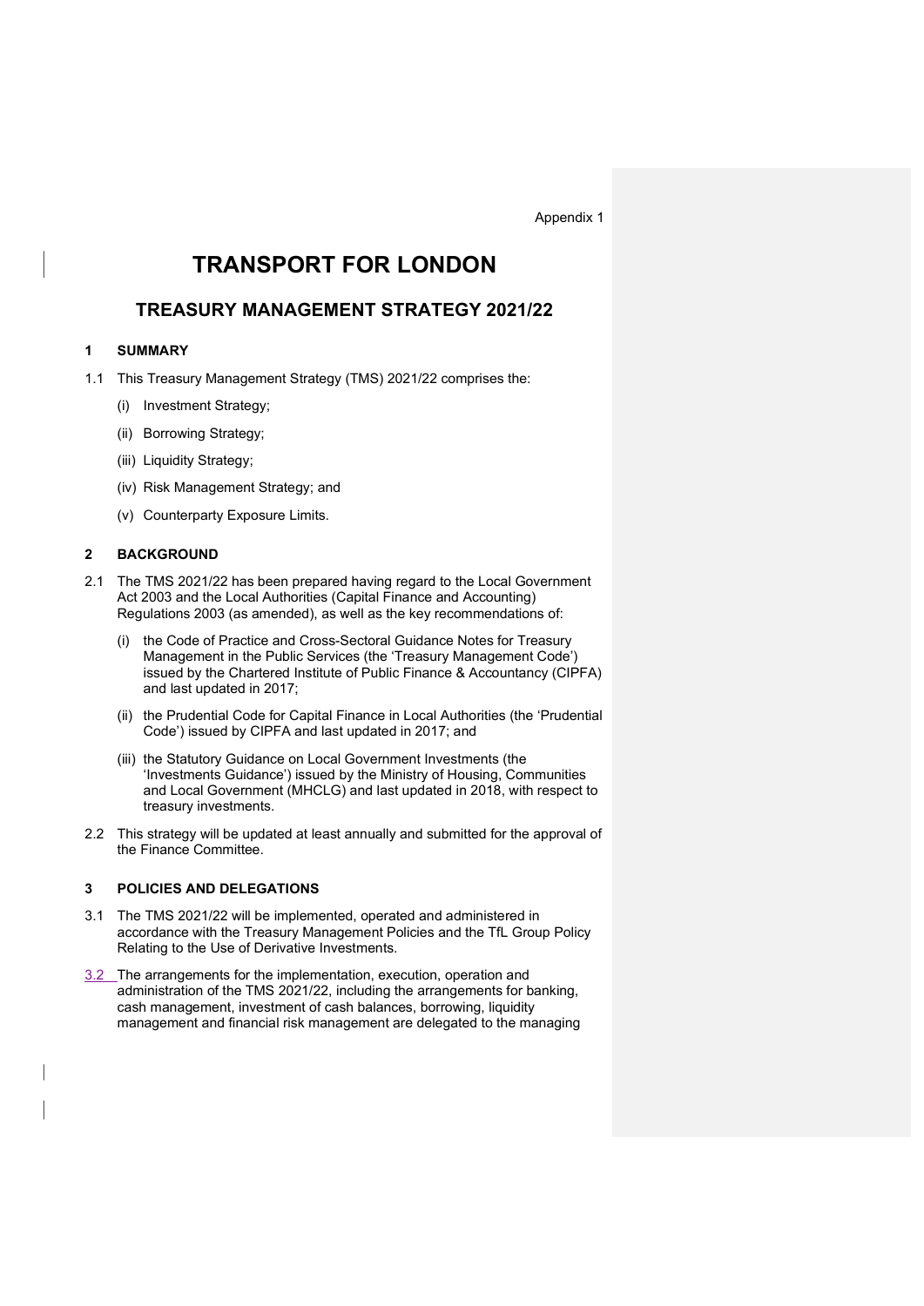Appendix 1

# TRANSPORT FOR LONDON

## TREASURY MANAGEMENT STRATEGY 2021/22

### 1 SUMMARY

1.1 This Treasury Management Strategy (TMS) 2021/22 comprises the:

(i) Investment Strategy;

(ii) Borrowing Strategy;

(iii) Liquidity Strategy;

(iv) Risk Management Strategy; and

(v) Counterparty Exposure Limits.

### 2 BACKGROUND

2.1 The TMS 2021/22 has been prepared having regard to the Local Government Act 2003 and the Local Authorities (Capital Finance and Accounting) Regulations 2003 (as amended), as well as the key recommendations of:

(i) the Code of Practice and Cross-Sectoral Guidance Notes for Treasury Management in the Public Services (the 'Treasury Management Code') issued by the Chartered Institute of Public Finance & Accountancy (CIPFA) and last updated in 2017;

(ii) the Prudential Code for Capital Finance in Local Authorities (the 'Prudential Code') issued by CIPFA and last updated in 2017; and

(iii) the Statutory Guidance on Local Government Investments (the 'Investments Guidance') issued by the Ministry of Housing, Communities and Local Government (MHCLG) and last updated in 2018, with respect to treasury investments.

2.2 This strategy will be updated at least annually and submitted for the approval of the Finance Committee.

### 3 POLICIES AND DELEGATIONS

3.1 The TMS 2021/22 will be implemented, operated and administered in accordance with the Treasury Management Policies and the TfL Group Policy Relating to the Use of Derivative Investments.

3.2 The arrangements for the implementation, execution, operation and administration of the TMS 2021/22, including the arrangements for banking, cash management, investment of cash balances, borrowing, liquidity management and financial risk management are delegated to the managing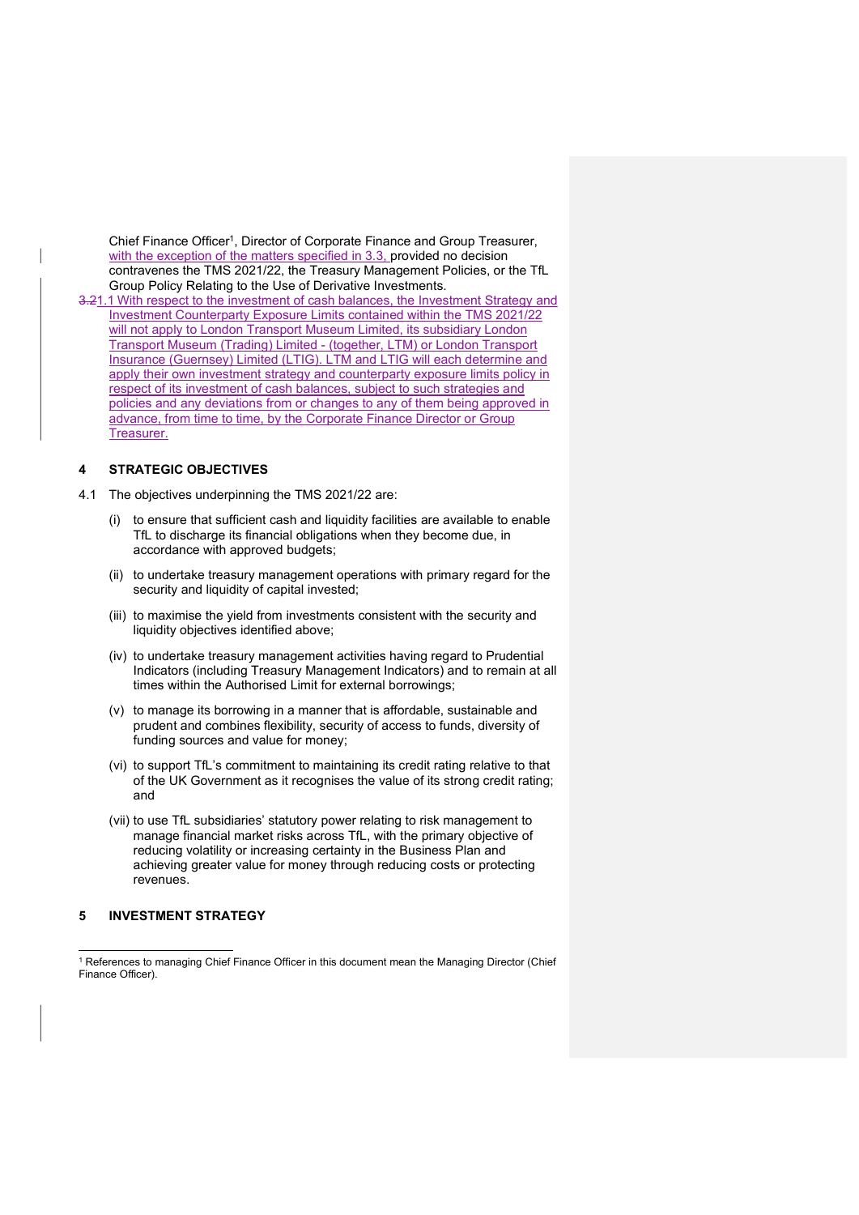Chief Finance Officer[1], Director of Corporate Finance and Group Treasurer, with the exception of the matters specified in 3.3, provided no decision contravenes the TMS 2021/22, the Treasury Management Policies, or the TfL Group Policy Relating to the Use of Derivative Investments.

3.21.1 With respect to the investment of cash balances, the Investment Strategy and Investment Counterparty Exposure Limits contained within the TMS 2021/22 will not apply to London Transport Museum Limited, its subsidiary London Transport Museum (Trading) Limited - (together, LTM) or London Transport Insurance (Guernsey) Limited (LTIG). LTM and LTIG will each determine and apply their own investment strategy and counterparty exposure limits policy in respect of its investment of cash balances, subject to such strategies and policies and any deviations from or changes to any of them being approved in advance, from time to time, by the Corporate Finance Director or Group Treasurer.

## 4 STRATEGIC OBJECTIVES

4.1 The objectives underpinning the TMS 2021/22 are:

(i) to ensure that sufficient cash and liquidity facilities are available to enable TfL to discharge its financial obligations when they become due, in accordance with approved budgets;

(ii) to undertake treasury management operations with primary regard for the security and liquidity of capital invested;

(iii) to maximise the yield from investments consistent with the security and liquidity objectives identified above;

(iv) to undertake treasury management activities having regard to Prudential Indicators (including Treasury Management Indicators) and to remain at all times within the Authorised Limit for external borrowings;

(v) to manage its borrowing in a manner that is affordable, sustainable and prudent and combines flexibility, security of access to funds, diversity of funding sources and value for money;

(vi) to support TfL's commitment to maintaining its credit rating relative to that of the UK Government as it recognises the value of its strong credit rating; and

(vii) to use TfL subsidiaries' statutory power relating to risk management to manage financial market risks across TfL, with the primary objective of reducing volatility or increasing certainty in the Business Plan and achieving greater value for money through reducing costs or protecting revenues.

## 5 INVESTMENT STRATEGY

[1] References to managing Chief Finance Officer in this document mean the Managing Director (Chief Finance Officer).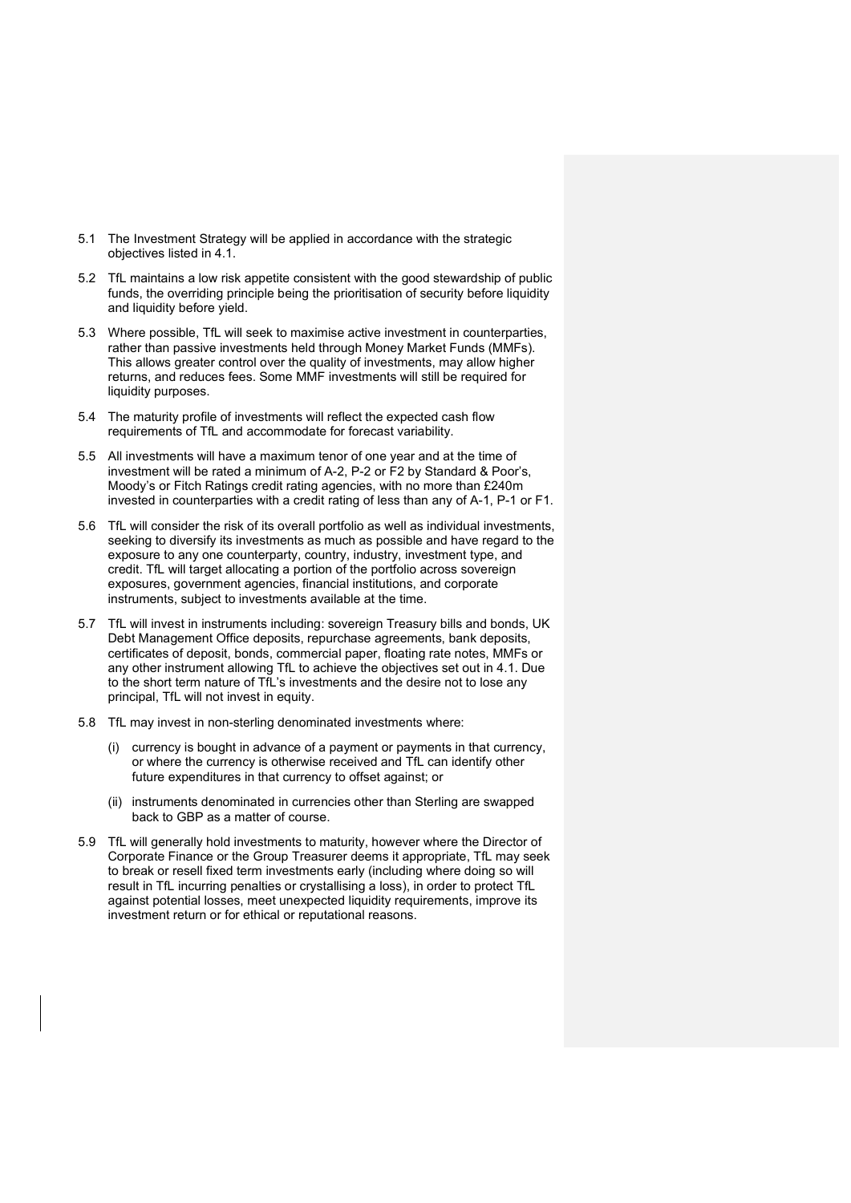5.1 The Investment Strategy will be applied in accordance with the strategic objectives listed in 4.1.

5.2 TfL maintains a low risk appetite consistent with the good stewardship of public funds, the overriding principle being the prioritisation of security before liquidity and liquidity before yield.

5.3 Where possible, TfL will seek to maximise active investment in counterparties, rather than passive investments held through Money Market Funds (MMFs). This allows greater control over the quality of investments, may allow higher returns, and reduces fees. Some MMF investments will still be required for liquidity purposes.

5.4 The maturity profile of investments will reflect the expected cash flow requirements of TfL and accommodate for forecast variability.

5.5 All investments will have a maximum tenor of one year and at the time of investment will be rated a minimum of A-2, P-2 or F2 by Standard & Poor's, Moody's or Fitch Ratings credit rating agencies, with no more than £240m invested in counterparties with a credit rating of less than any of A-1, P-1 or F1.

5.6 TfL will consider the risk of its overall portfolio as well as individual investments, seeking to diversify its investments as much as possible and have regard to the exposure to any one counterparty, country, industry, investment type, and credit. TfL will target allocating a portion of the portfolio across sovereign exposures, government agencies, financial institutions, and corporate instruments, subject to investments available at the time.

5.7 TfL will invest in instruments including: sovereign Treasury bills and bonds, UK Debt Management Office deposits, repurchase agreements, bank deposits, certificates of deposit, bonds, commercial paper, floating rate notes, MMFs or any other instrument allowing TfL to achieve the objectives set out in 4.1. Due to the short term nature of TfL's investments and the desire not to lose any principal, TfL will not invest in equity.

5.8 TfL may invest in non-sterling denominated investments where:

   (i) currency is bought in advance of a payment or payments in that currency, or where the currency is otherwise received and TfL can identify other future expenditures in that currency to offset against; or

   (ii) instruments denominated in currencies other than Sterling are swapped back to GBP as a matter of course.

5.9 TfL will generally hold investments to maturity, however where the Director of Corporate Finance or the Group Treasurer deems it appropriate, TfL may seek to break or resell fixed term investments early (including where doing so will result in TfL incurring penalties or crystallising a loss), in order to protect TfL against potential losses, meet unexpected liquidity requirements, improve its investment return or for ethical or reputational reasons.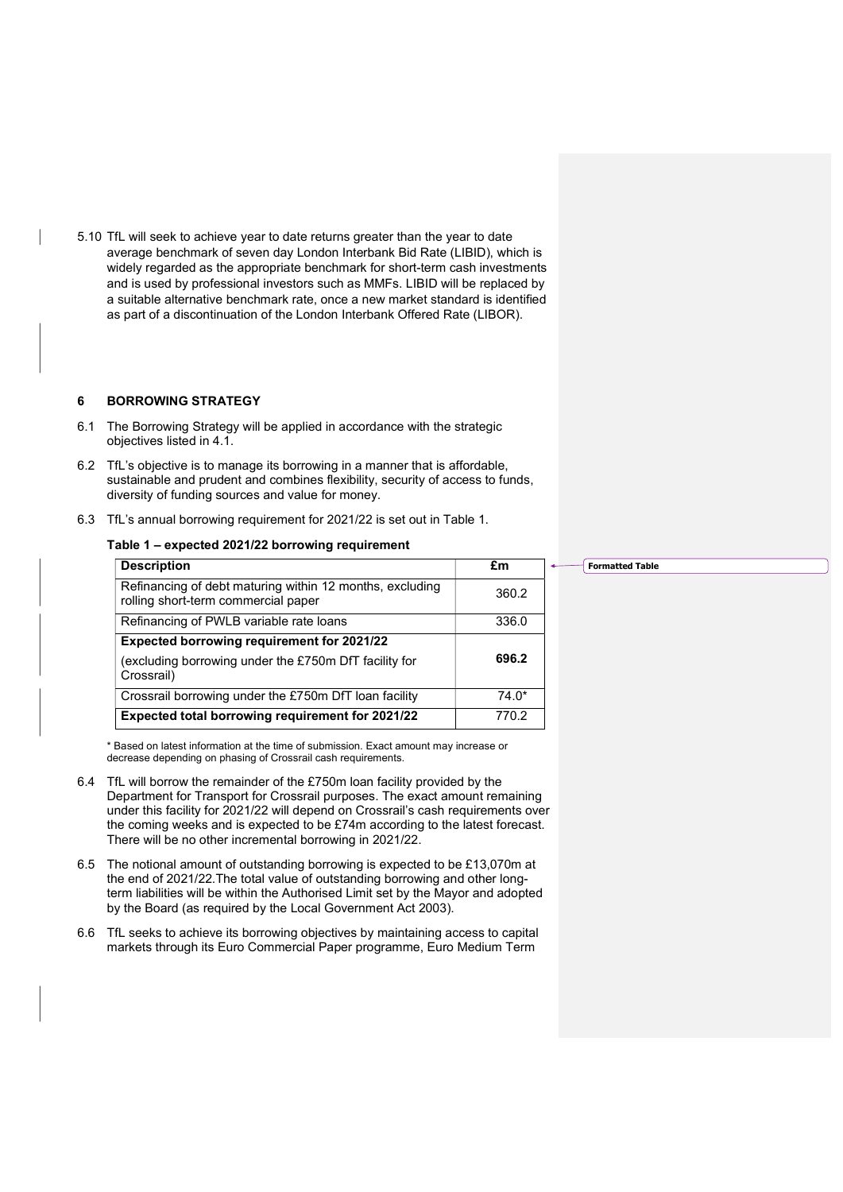5.10 TfL will seek to achieve year to date returns greater than the year to date average benchmark of seven day London Interbank Bid Rate (LIBID), which is widely regarded as the appropriate benchmark for short-term cash investments and is used by professional investors such as MMFs. LIBID will be replaced by a suitable alternative benchmark rate, once a new market standard is identified as part of a discontinuation of the London Interbank Offered Rate (LIBOR).

## 6 BORROWING STRATEGY

6.1 The Borrowing Strategy will be applied in accordance with the strategic objectives listed in 4.1.

6.2 TfL's objective is to manage its borrowing in a manner that is affordable, sustainable and prudent and combines flexibility, security of access to funds, diversity of funding sources and value for money.

6.3 TfL's annual borrowing requirement for 2021/22 is set out in Table 1.

**Table 1 – expected 2021/22 borrowing requirement**

| Description | £m |
|---|---|
| Refinancing of debt maturing within 12 months, excluding rolling short-term commercial paper | 360.2 |
| Refinancing of PWLB variable rate loans | 336.0 |
| **Expected borrowing requirement for 2021/22** (excluding borrowing under the £750m DfT facility for Crossrail) | **696.2** |
| Crossrail borrowing under the £750m DfT loan facility | 74.0* |
| **Expected total borrowing requirement for 2021/22** | 770.2 |

\* Based on latest information at the time of submission. Exact amount may increase or decrease depending on phasing of Crossrail cash requirements.

6.4 TfL will borrow the remainder of the £750m loan facility provided by the Department for Transport for Crossrail purposes. The exact amount remaining under this facility for 2021/22 will depend on Crossrail's cash requirements over the coming weeks and is expected to be £74m according to the latest forecast. There will be no other incremental borrowing in 2021/22.

6.5 The notional amount of outstanding borrowing is expected to be £13,070m at the end of 2021/22. The total value of outstanding borrowing and other long-term liabilities will be within the Authorised Limit set by the Mayor and adopted by the Board (as required by the Local Government Act 2003).

6.6 TfL seeks to achieve its borrowing objectives by maintaining access to capital markets through its Euro Commercial Paper programme, Euro Medium Term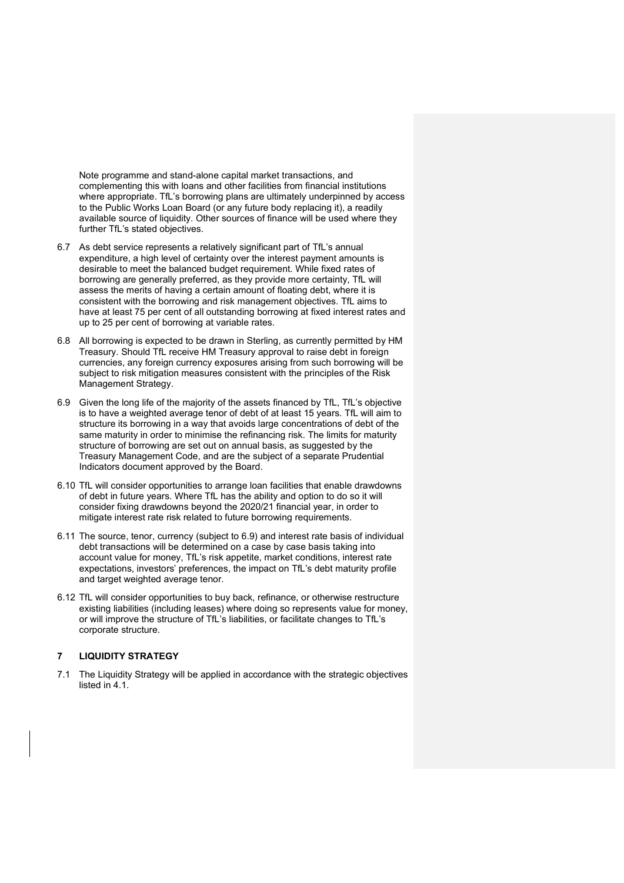Note programme and stand-alone capital market transactions, and complementing this with loans and other facilities from financial institutions where appropriate. TfL's borrowing plans are ultimately underpinned by access to the Public Works Loan Board (or any future body replacing it), a readily available source of liquidity. Other sources of finance will be used where they further TfL's stated objectives.

6.7 As debt service represents a relatively significant part of TfL's annual expenditure, a high level of certainty over the interest payment amounts is desirable to meet the balanced budget requirement. While fixed rates of borrowing are generally preferred, as they provide more certainty, TfL will assess the merits of having a certain amount of floating debt, where it is consistent with the borrowing and risk management objectives. TfL aims to have at least 75 per cent of all outstanding borrowing at fixed interest rates and up to 25 per cent of borrowing at variable rates.

6.8 All borrowing is expected to be drawn in Sterling, as currently permitted by HM Treasury. Should TfL receive HM Treasury approval to raise debt in foreign currencies, any foreign currency exposures arising from such borrowing will be subject to risk mitigation measures consistent with the principles of the Risk Management Strategy.

6.9 Given the long life of the majority of the assets financed by TfL, TfL's objective is to have a weighted average tenor of debt of at least 15 years. TfL will aim to structure its borrowing in a way that avoids large concentrations of debt of the same maturity in order to minimise the refinancing risk. The limits for maturity structure of borrowing are set out on annual basis, as suggested by the Treasury Management Code, and are the subject of a separate Prudential Indicators document approved by the Board.

6.10 TfL will consider opportunities to arrange loan facilities that enable drawdowns of debt in future years. Where TfL has the ability and option to do so it will consider fixing drawdowns beyond the 2020/21 financial year, in order to mitigate interest rate risk related to future borrowing requirements.

6.11 The source, tenor, currency (subject to 6.9) and interest rate basis of individual debt transactions will be determined on a case by case basis taking into account value for money, TfL's risk appetite, market conditions, interest rate expectations, investors' preferences, the impact on TfL's debt maturity profile and target weighted average tenor.

6.12 TfL will consider opportunities to buy back, refinance, or otherwise restructure existing liabilities (including leases) where doing so represents value for money, or will improve the structure of TfL's liabilities, or facilitate changes to TfL's corporate structure.

## 7 LIQUIDITY STRATEGY

7.1 The Liquidity Strategy will be applied in accordance with the strategic objectives listed in 4.1.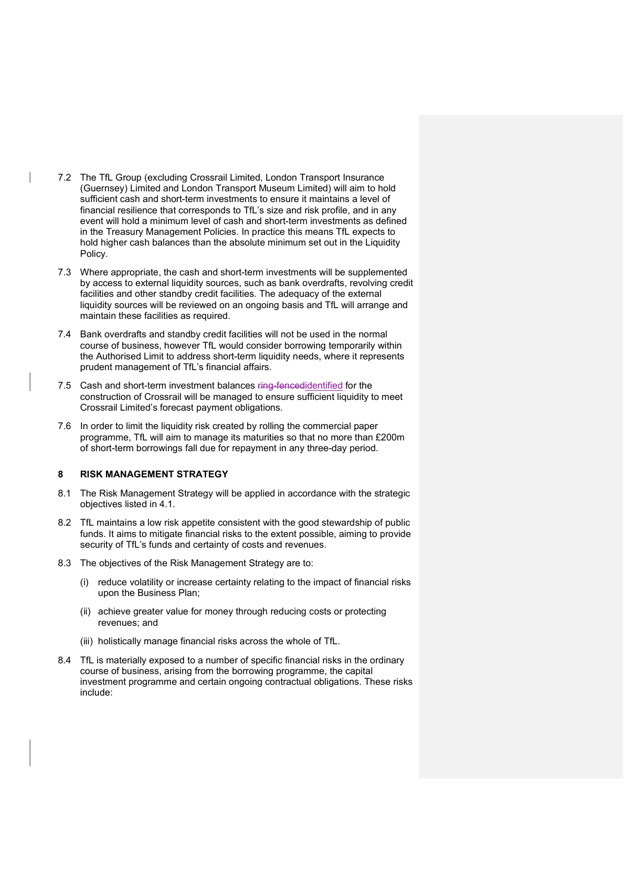7.2 The TfL Group (excluding Crossrail Limited, London Transport Insurance (Guernsey) Limited and London Transport Museum Limited) will aim to hold sufficient cash and short-term investments to ensure it maintains a level of financial resilience that corresponds to TfL's size and risk profile, and in any event will hold a minimum level of cash and short-term investments as defined in the Treasury Management Policies. In practice this means TfL expects to hold higher cash balances than the absolute minimum set out in the Liquidity Policy.

7.3 Where appropriate, the cash and short-term investments will be supplemented by access to external liquidity sources, such as bank overdrafts, revolving credit facilities and other standby credit facilities. The adequacy of the external liquidity sources will be reviewed on an ongoing basis and TfL will arrange and maintain these facilities as required.

7.4 Bank overdrafts and standby credit facilities will not be used in the normal course of business, however TfL would consider borrowing temporarily within the Authorised Limit to address short-term liquidity needs, where it represents prudent management of TfL's financial affairs.

7.5 Cash and short-term investment balances ~~ring-fenced~~identified for the construction of Crossrail will be managed to ensure sufficient liquidity to meet Crossrail Limited's forecast payment obligations.

7.6 In order to limit the liquidity risk created by rolling the commercial paper programme, TfL will aim to manage its maturities so that no more than £200m of short-term borrowings fall due for repayment in any three-day period.

## 8 RISK MANAGEMENT STRATEGY

8.1 The Risk Management Strategy will be applied in accordance with the strategic objectives listed in 4.1.

8.2 TfL maintains a low risk appetite consistent with the good stewardship of public funds. It aims to mitigate financial risks to the extent possible, aiming to provide security of TfL's funds and certainty of costs and revenues.

8.3 The objectives of the Risk Management Strategy are to:

(i) reduce volatility or increase certainty relating to the impact of financial risks upon the Business Plan;

(ii) achieve greater value for money through reducing costs or protecting revenues; and

(iii) holistically manage financial risks across the whole of TfL.

8.4 TfL is materially exposed to a number of specific financial risks in the ordinary course of business, arising from the borrowing programme, the capital investment programme and certain ongoing contractual obligations. These risks include: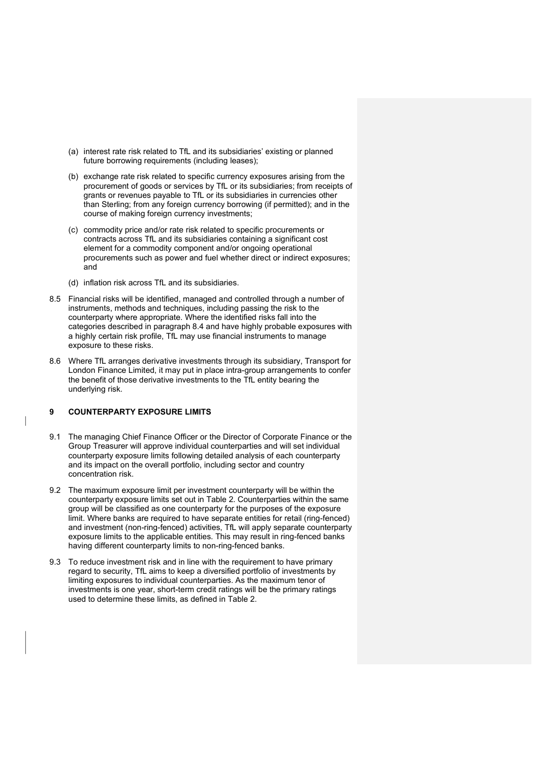(a) interest rate risk related to TfL and its subsidiaries' existing or planned future borrowing requirements (including leases);

(b) exchange rate risk related to specific currency exposures arising from the procurement of goods or services by TfL or its subsidiaries; from receipts of grants or revenues payable to TfL or its subsidiaries in currencies other than Sterling; from any foreign currency borrowing (if permitted); and in the course of making foreign currency investments;

(c) commodity price and/or rate risk related to specific procurements or contracts across TfL and its subsidiaries containing a significant cost element for a commodity component and/or ongoing operational procurements such as power and fuel whether direct or indirect exposures; and

(d) inflation risk across TfL and its subsidiaries.

8.5 Financial risks will be identified, managed and controlled through a number of instruments, methods and techniques, including passing the risk to the counterparty where appropriate. Where the identified risks fall into the categories described in paragraph 8.4 and have highly probable exposures with a highly certain risk profile, TfL may use financial instruments to manage exposure to these risks.

8.6 Where TfL arranges derivative investments through its subsidiary, Transport for London Finance Limited, it may put in place intra-group arrangements to confer the benefit of those derivative investments to the TfL entity bearing the underlying risk.

## 9 COUNTERPARTY EXPOSURE LIMITS

9.1 The managing Chief Finance Officer or the Director of Corporate Finance or the Group Treasurer will approve individual counterparties and will set individual counterparty exposure limits following detailed analysis of each counterparty and its impact on the overall portfolio, including sector and country concentration risk.

9.2 The maximum exposure limit per investment counterparty will be within the counterparty exposure limits set out in Table 2. Counterparties within the same group will be classified as one counterparty for the purposes of the exposure limit. Where banks are required to have separate entities for retail (ring-fenced) and investment (non-ring-fenced) activities, TfL will apply separate counterparty exposure limits to the applicable entities. This may result in ring-fenced banks having different counterparty limits to non-ring-fenced banks.

9.3 To reduce investment risk and in line with the requirement to have primary regard to security, TfL aims to keep a diversified portfolio of investments by limiting exposures to individual counterparties. As the maximum tenor of investments is one year, short-term credit ratings will be the primary ratings used to determine these limits, as defined in Table 2.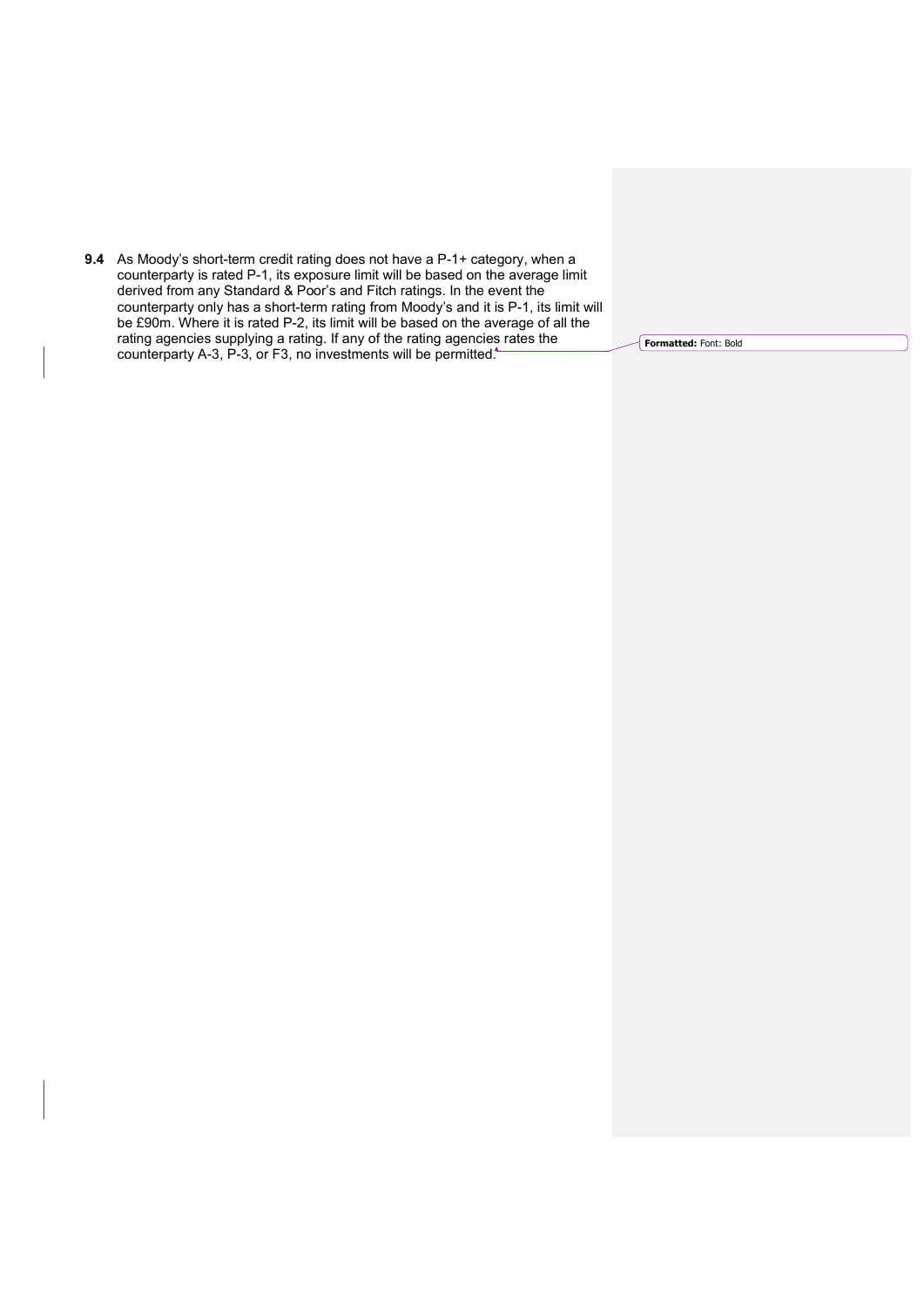**9.4** As Moody's short-term credit rating does not have a P-1+ category, when a counterparty is rated P-1, its exposure limit will be based on the average limit derived from any Standard & Poor's and Fitch ratings. In the event the counterparty only has a short-term rating from Moody's and it is P-1, its limit will be £90m. Where it is rated P-2, its limit will be based on the average of all the rating agencies supplying a rating. If any of the rating agencies rates the counterparty A-3, P-3, or F3, no investments will be permitted.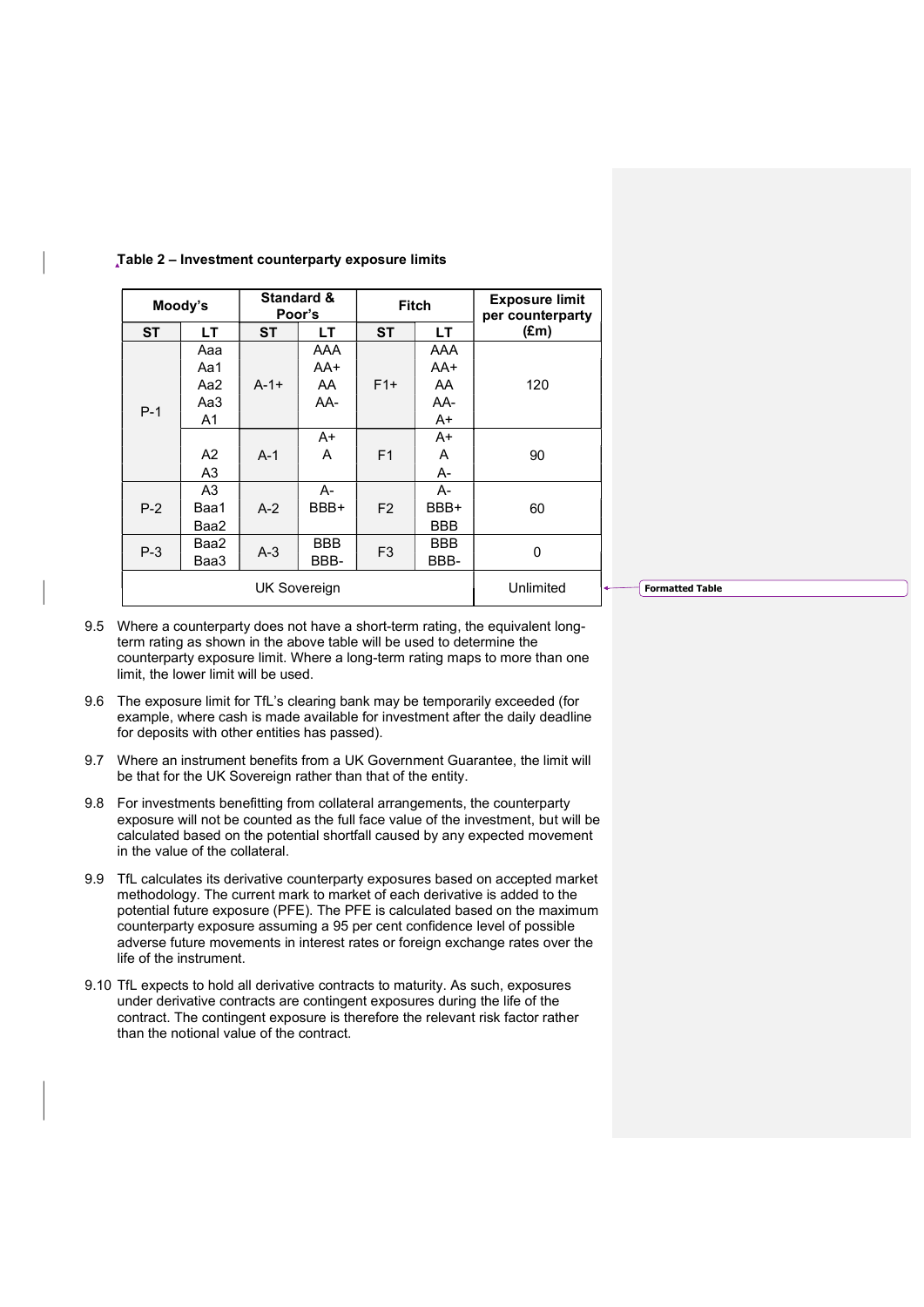**Table 2 – Investment counterparty exposure limits**

| Moody's | | Standard & Poor's | | Fitch | | Exposure limit per counterparty (£m) |
|---|---|---|---|---|---|---|
| ST | LT | ST | LT | ST | LT | |
| P-1 | Aaa<br>Aa1<br>Aa2<br>Aa3<br>A1 | A-1+ | AAA<br>AA+<br>AA<br>AA- | F1+ | AAA<br>AA+<br>AA<br>AA-<br>A+ | 120 |
| | A2<br>A3 | A-1 | A+<br>A | F1 | A+<br>A<br>A- | 90 |
| P-2 | A3<br>Baa1<br>Baa2 | A-2 | A-<br>BBB+ | F2 | A-<br>BBB+<br>BBB | 60 |
| P-3 | Baa2<br>Baa3 | A-3 | BBB<br>BBB- | F3 | BBB<br>BBB- | 0 |
| UK Sovereign | | | | | | Unlimited |

9.5 Where a counterparty does not have a short-term rating, the equivalent long-term rating as shown in the above table will be used to determine the counterparty exposure limit. Where a long-term rating maps to more than one limit, the lower limit will be used.

9.6 The exposure limit for TfL's clearing bank may be temporarily exceeded (for example, where cash is made available for investment after the daily deadline for deposits with other entities has passed).

9.7 Where an instrument benefits from a UK Government Guarantee, the limit will be that for the UK Sovereign rather than that of the entity.

9.8 For investments benefitting from collateral arrangements, the counterparty exposure will not be counted as the full face value of the investment, but will be calculated based on the potential shortfall caused by any expected movement in the value of the collateral.

9.9 TfL calculates its derivative counterparty exposures based on accepted market methodology. The current mark to market of each derivative is added to the potential future exposure (PFE). The PFE is calculated based on the maximum counterparty exposure assuming a 95 per cent confidence level of possible adverse future movements in interest rates or foreign exchange rates over the life of the instrument.

9.10 TfL expects to hold all derivative contracts to maturity. As such, exposures under derivative contracts are contingent exposures during the life of the contract. The contingent exposure is therefore the relevant risk factor rather than the notional value of the contract.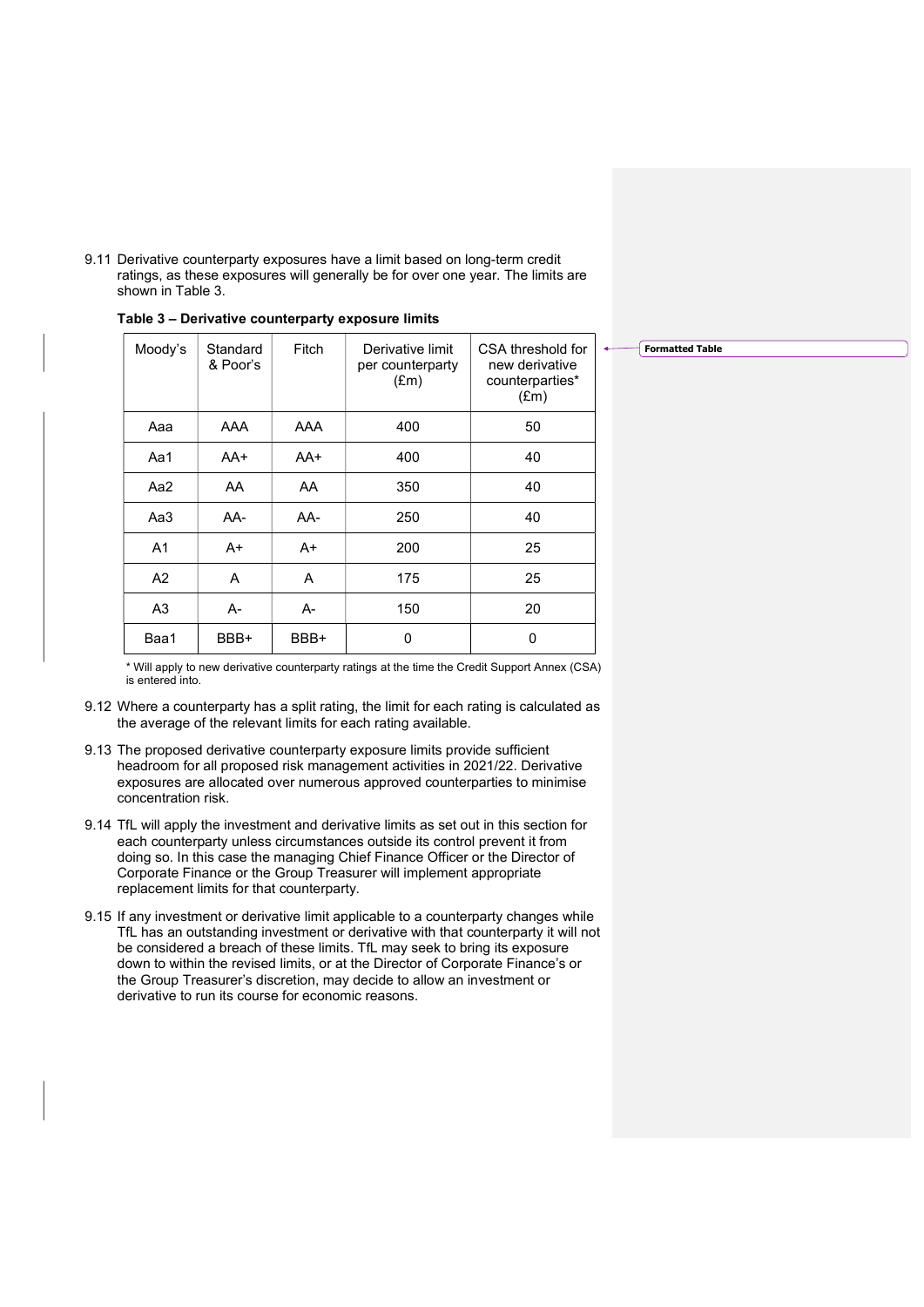9.11 Derivative counterparty exposures have a limit based on long-term credit ratings, as these exposures will generally be for over one year. The limits are shown in Table 3.

**Table 3 – Derivative counterparty exposure limits**

| Moody's | Standard & Poor's | Fitch | Derivative limit per counterparty (£m) | CSA threshold for new derivative counterparties* (£m) |
|---|---|---|---|---|
| Aaa | AAA | AAA | 400 | 50 |
| Aa1 | AA+ | AA+ | 400 | 40 |
| Aa2 | AA | AA | 350 | 40 |
| Aa3 | AA- | AA- | 250 | 40 |
| A1 | A+ | A+ | 200 | 25 |
| A2 | A | A | 175 | 25 |
| A3 | A- | A- | 150 | 20 |
| Baa1 | BBB+ | BBB+ | 0 | 0 |

\* Will apply to new derivative counterparty ratings at the time the Credit Support Annex (CSA) is entered into.

9.12 Where a counterparty has a split rating, the limit for each rating is calculated as the average of the relevant limits for each rating available.

9.13 The proposed derivative counterparty exposure limits provide sufficient headroom for all proposed risk management activities in 2021/22. Derivative exposures are allocated over numerous approved counterparties to minimise concentration risk.

9.14 TfL will apply the investment and derivative limits as set out in this section for each counterparty unless circumstances outside its control prevent it from doing so. In this case the managing Chief Finance Officer or the Director of Corporate Finance or the Group Treasurer will implement appropriate replacement limits for that counterparty.

9.15 If any investment or derivative limit applicable to a counterparty changes while TfL has an outstanding investment or derivative with that counterparty it will not be considered a breach of these limits. TfL may seek to bring its exposure down to within the revised limits, or at the Director of Corporate Finance's or the Group Treasurer's discretion, may decide to allow an investment or derivative to run its course for economic reasons.